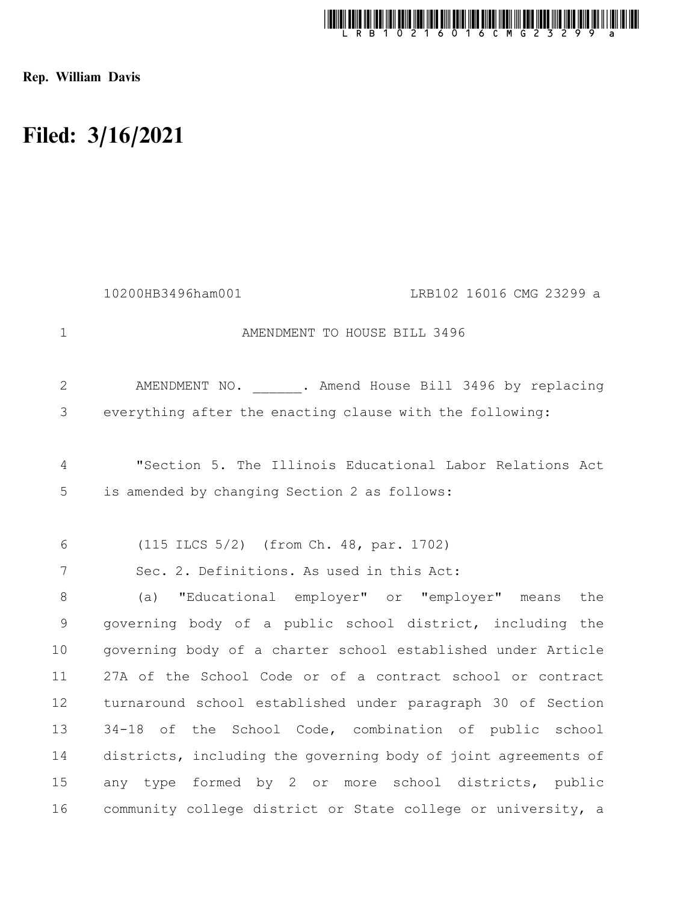Rep. William Davis

# Filed: 3/16/2021

10200HB3496ham001 LRB102 16016 CMG 23299 a

AMENDMENT TO HOUSE BILL 3496

AMENDMENT NO. ______. Amend House Bill 3496 by replacing everything after the enacting clause with the following:

"Section 5. The Illinois Educational Labor Relations Act is amended by changing Section 2 as follows:

(115 ILCS 5/2) (from Ch. 48, par. 1702)

Sec. 2. Definitions. As used in this Act:

(a) "Educational employer" or "employer" means the governing body of a public school district, including the governing body of a charter school established under Article 27A of the School Code or of a contract school or contract turnaround school established under paragraph 30 of Section 34-18 of the School Code, combination of public school districts, including the governing body of joint agreements of any type formed by 2 or more school districts, public community college district or State college or university, a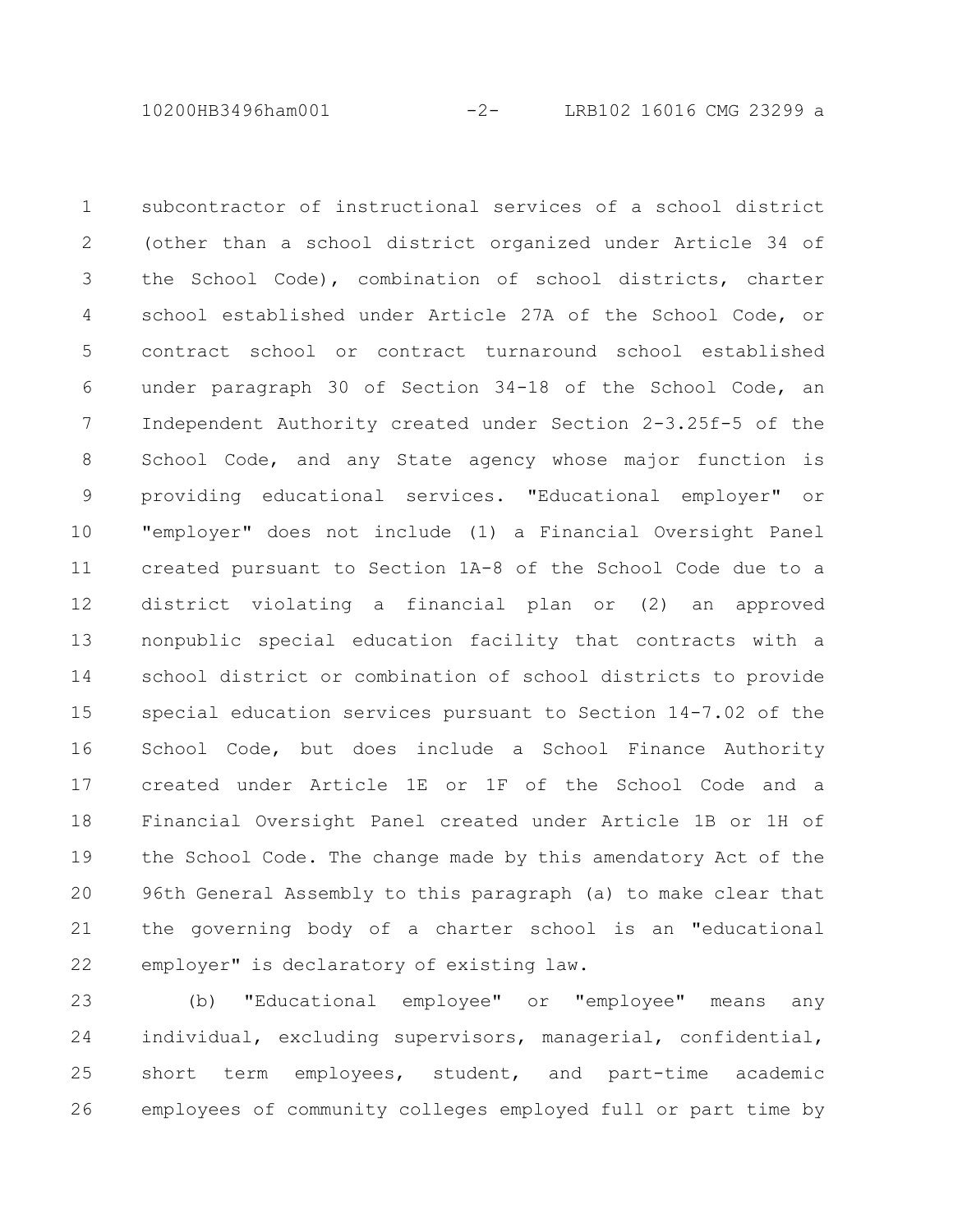subcontractor of instructional services of a school district (other than a school district organized under Article 34 of the School Code), combination of school districts, charter school established under Article 27A of the School Code, or contract school or contract turnaround school established under paragraph 30 of Section 34-18 of the School Code, an Independent Authority created under Section 2-3.25f-5 of the School Code, and any State agency whose major function is providing educational services. "Educational employer" or "employer" does not include (1) a Financial Oversight Panel created pursuant to Section 1A-8 of the School Code due to a district violating a financial plan or (2) an approved nonpublic special education facility that contracts with a school district or combination of school districts to provide special education services pursuant to Section 14-7.02 of the School Code, but does include a School Finance Authority created under Article 1E or 1F of the School Code and a Financial Oversight Panel created under Article 1B or 1H of the School Code. The change made by this amendatory Act of the 96th General Assembly to this paragraph (a) to make clear that the governing body of a charter school is an "educational employer" is declaratory of existing law.

(b) "Educational employee" or "employee" means any individual, excluding supervisors, managerial, confidential, short term employees, student, and part-time academic employees of community colleges employed full or part time by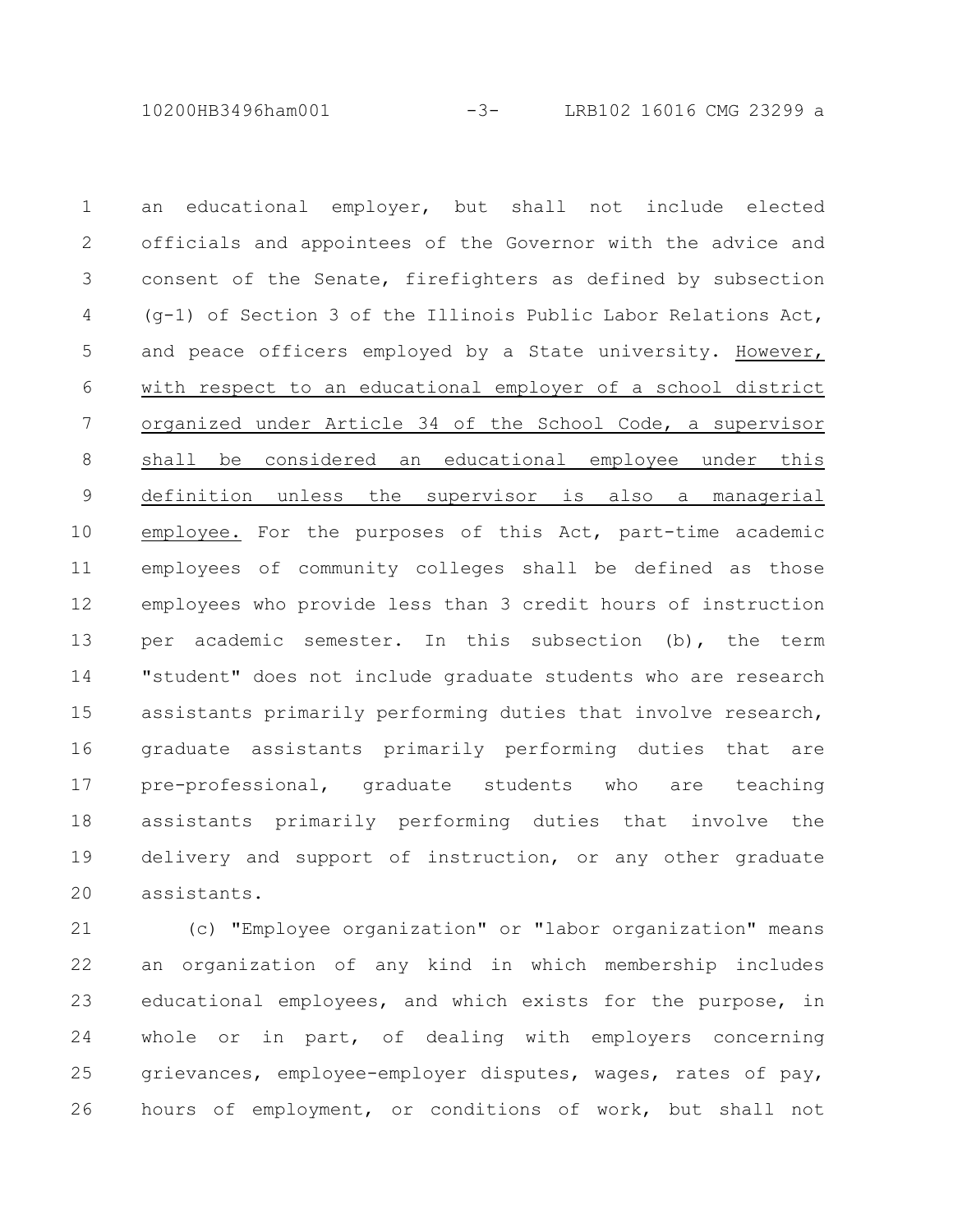an educational employer, but shall not include elected officials and appointees of the Governor with the advice and consent of the Senate, firefighters as defined by subsection (g-1) of Section 3 of the Illinois Public Labor Relations Act, and peace officers employed by a State university. <u>However, with respect to an educational employer of a school district organized under Article 34 of the School Code, a supervisor shall be considered an educational employee under this definition unless the supervisor is also a managerial employee.</u> For the purposes of this Act, part-time academic employees of community colleges shall be defined as those employees who provide less than 3 credit hours of instruction per academic semester. In this subsection (b), the term "student" does not include graduate students who are research assistants primarily performing duties that involve research, graduate assistants primarily performing duties that are pre-professional, graduate students who are teaching assistants primarily performing duties that involve the delivery and support of instruction, or any other graduate assistants.

(c) "Employee organization" or "labor organization" means an organization of any kind in which membership includes educational employees, and which exists for the purpose, in whole or in part, of dealing with employers concerning grievances, employee-employer disputes, wages, rates of pay, hours of employment, or conditions of work, but shall not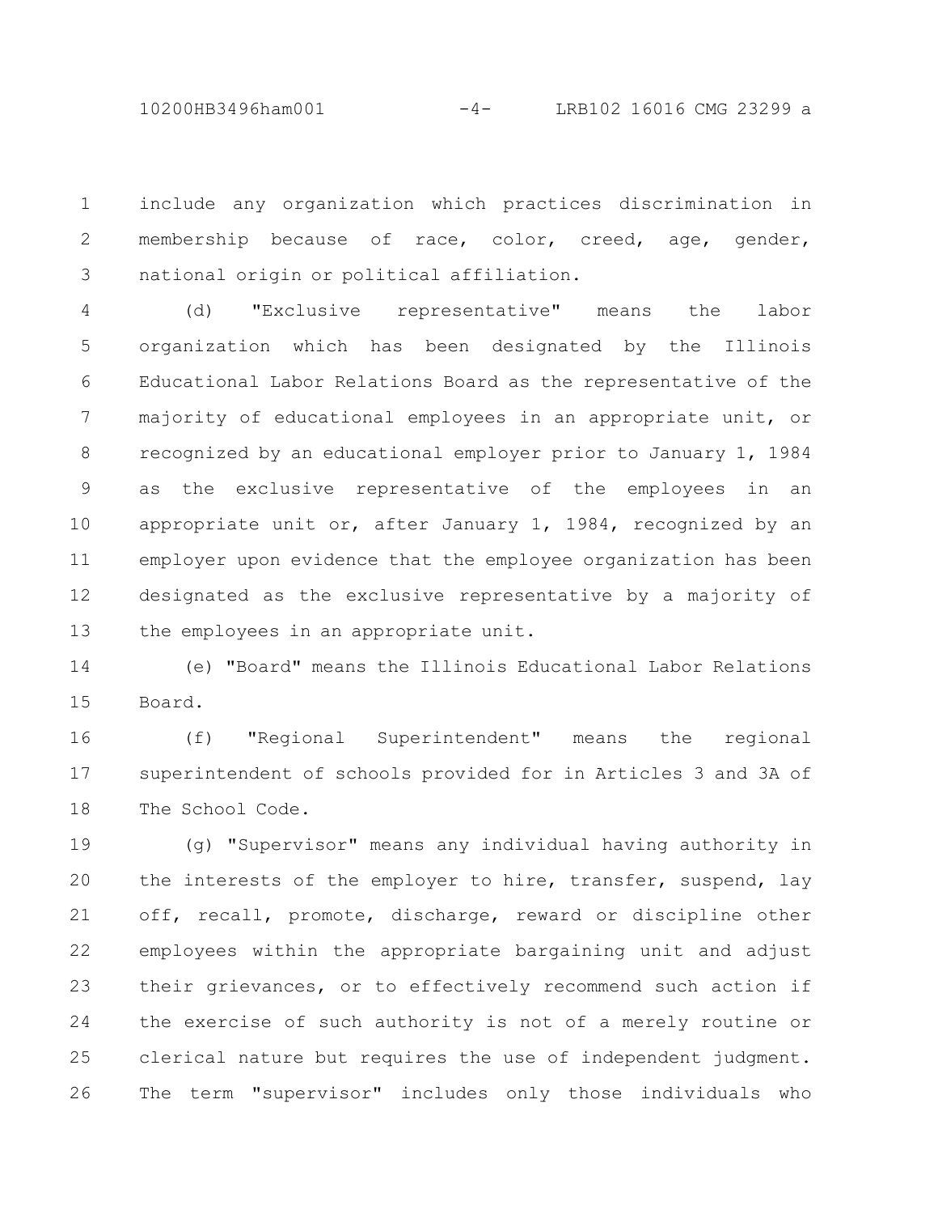include any organization which practices discrimination in membership because of race, color, creed, age, gender, national origin or political affiliation.

(d) "Exclusive representative" means the labor organization which has been designated by the Illinois Educational Labor Relations Board as the representative of the majority of educational employees in an appropriate unit, or recognized by an educational employer prior to January 1, 1984 as the exclusive representative of the employees in an appropriate unit or, after January 1, 1984, recognized by an employer upon evidence that the employee organization has been designated as the exclusive representative by a majority of the employees in an appropriate unit.

(e) "Board" means the Illinois Educational Labor Relations Board.

(f) "Regional Superintendent" means the regional superintendent of schools provided for in Articles 3 and 3A of The School Code.

(g) "Supervisor" means any individual having authority in the interests of the employer to hire, transfer, suspend, lay off, recall, promote, discharge, reward or discipline other employees within the appropriate bargaining unit and adjust their grievances, or to effectively recommend such action if the exercise of such authority is not of a merely routine or clerical nature but requires the use of independent judgment. The term "supervisor" includes only those individuals who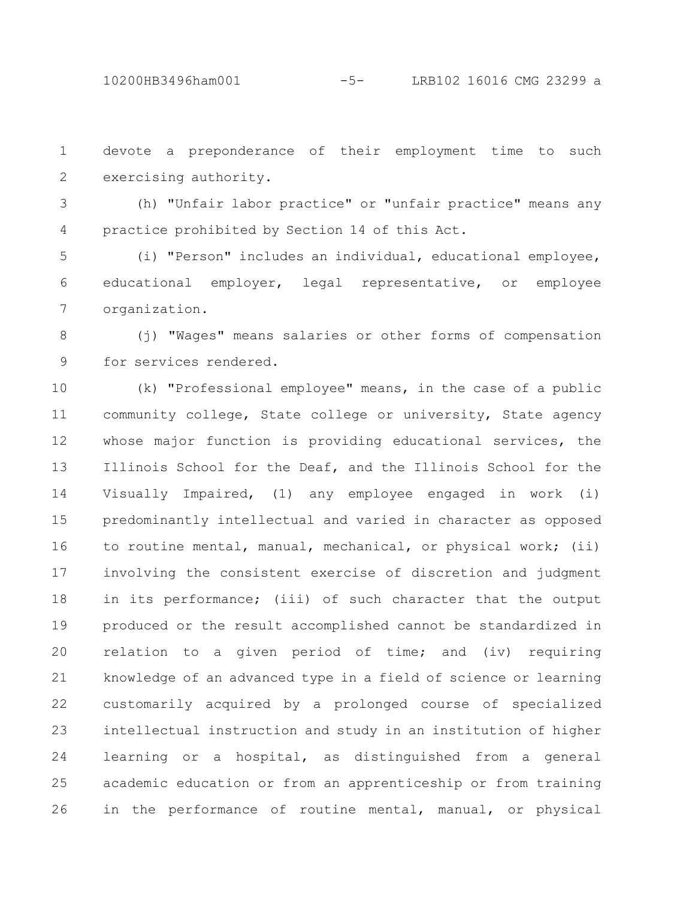devote a preponderance of their employment time to such exercising authority.

(h) "Unfair labor practice" or "unfair practice" means any practice prohibited by Section 14 of this Act.

(i) "Person" includes an individual, educational employee, educational employer, legal representative, or employee organization.

(j) "Wages" means salaries or other forms of compensation for services rendered.

(k) "Professional employee" means, in the case of a public community college, State college or university, State agency whose major function is providing educational services, the Illinois School for the Deaf, and the Illinois School for the Visually Impaired, (1) any employee engaged in work (i) predominantly intellectual and varied in character as opposed to routine mental, manual, mechanical, or physical work; (ii) involving the consistent exercise of discretion and judgment in its performance; (iii) of such character that the output produced or the result accomplished cannot be standardized in relation to a given period of time; and (iv) requiring knowledge of an advanced type in a field of science or learning customarily acquired by a prolonged course of specialized intellectual instruction and study in an institution of higher learning or a hospital, as distinguished from a general academic education or from an apprenticeship or from training in the performance of routine mental, manual, or physical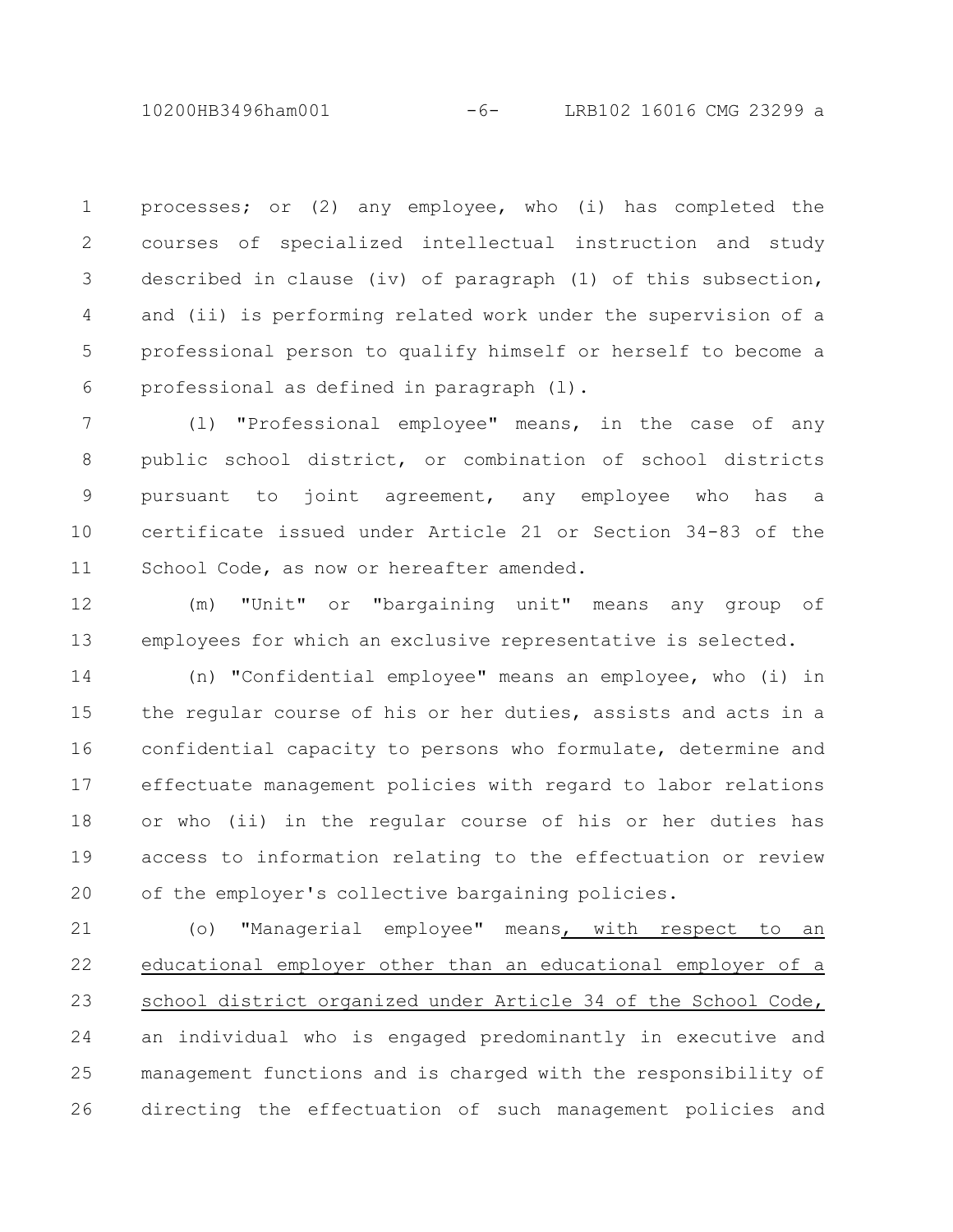processes; or (2) any employee, who (i) has completed the courses of specialized intellectual instruction and study described in clause (iv) of paragraph (1) of this subsection, and (ii) is performing related work under the supervision of a professional person to qualify himself or herself to become a professional as defined in paragraph (l).

(l) "Professional employee" means, in the case of any public school district, or combination of school districts pursuant to joint agreement, any employee who has a certificate issued under Article 21 or Section 34-83 of the School Code, as now or hereafter amended.

(m) "Unit" or "bargaining unit" means any group of employees for which an exclusive representative is selected.

(n) "Confidential employee" means an employee, who (i) in the regular course of his or her duties, assists and acts in a confidential capacity to persons who formulate, determine and effectuate management policies with regard to labor relations or who (ii) in the regular course of his or her duties has access to information relating to the effectuation or review of the employer's collective bargaining policies.

(o) "Managerial employee" means, with respect to an educational employer other than an educational employer of a school district organized under Article 34 of the School Code, an individual who is engaged predominantly in executive and management functions and is charged with the responsibility of directing the effectuation of such management policies and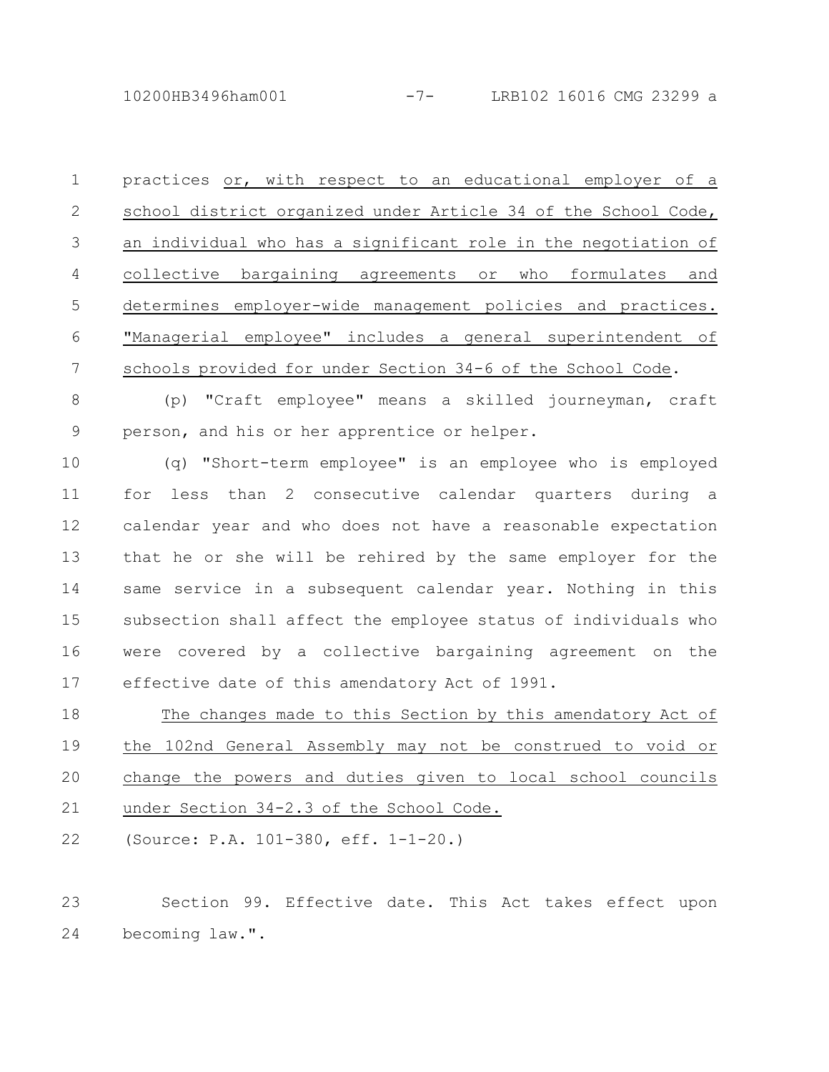practices or, with respect to an educational employer of a school district organized under Article 34 of the School Code, an individual who has a significant role in the negotiation of collective bargaining agreements or who formulates and determines employer-wide management policies and practices. "Managerial employee" includes a general superintendent of schools provided for under Section 34-6 of the School Code.

(p) "Craft employee" means a skilled journeyman, craft person, and his or her apprentice or helper.

(q) "Short-term employee" is an employee who is employed for less than 2 consecutive calendar quarters during a calendar year and who does not have a reasonable expectation that he or she will be rehired by the same employer for the same service in a subsequent calendar year. Nothing in this subsection shall affect the employee status of individuals who were covered by a collective bargaining agreement on the effective date of this amendatory Act of 1991.

The changes made to this Section by this amendatory Act of the 102nd General Assembly may not be construed to void or change the powers and duties given to local school councils under Section 34-2.3 of the School Code.

(Source: P.A. 101-380, eff. 1-1-20.)

Section 99. Effective date. This Act takes effect upon becoming law.".